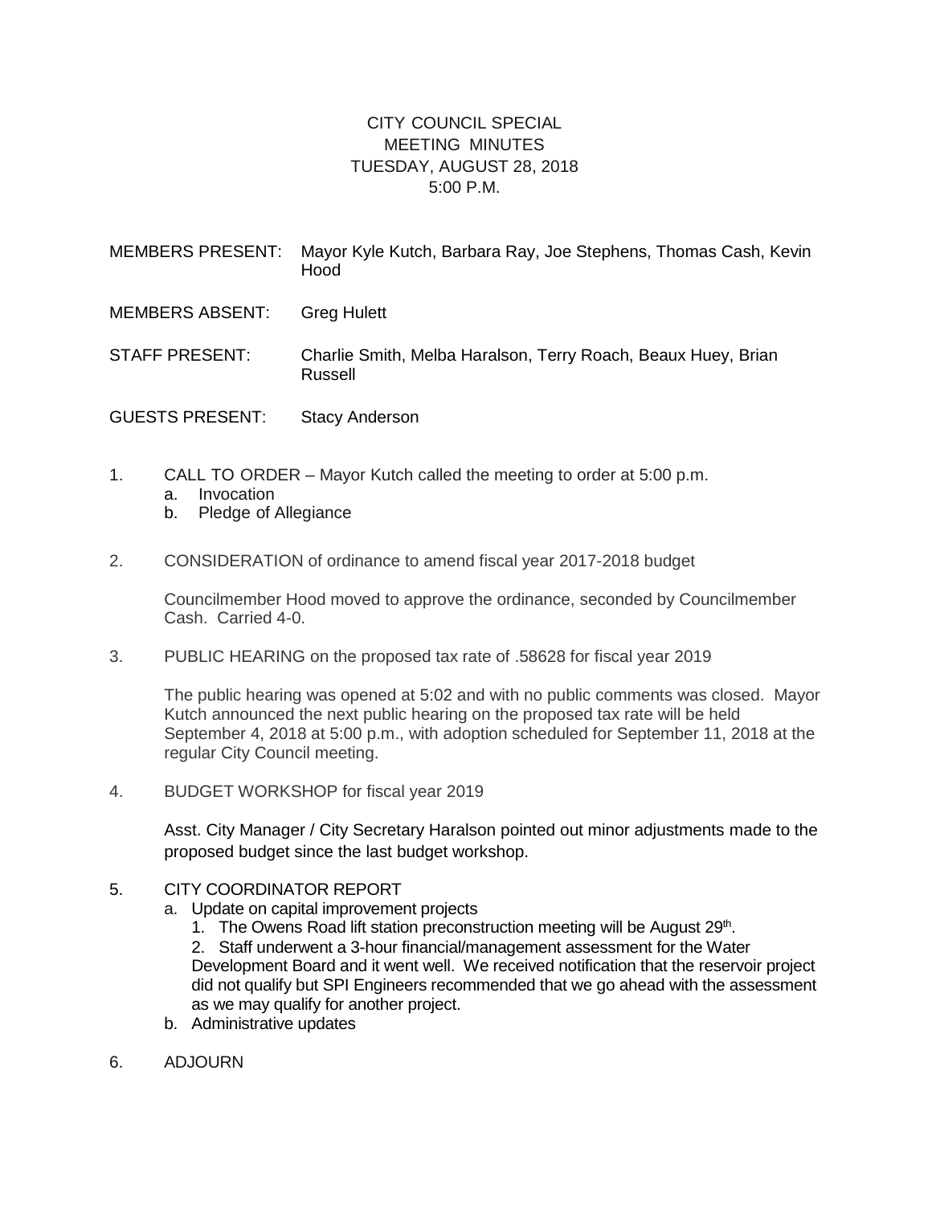# CITY COUNCIL SPECIAL MEETING MINUTES
## TUESDAY, AUGUST 28, 2018
## 5:00 P.M.

MEMBERS PRESENT: Mayor Kyle Kutch, Barbara Ray, Joe Stephens, Thomas Cash, Kevin Hood

MEMBERS ABSENT: Greg Hulett

STAFF PRESENT: Charlie Smith, Melba Haralson, Terry Roach, Beaux Huey, Brian Russell

GUESTS PRESENT: Stacy Anderson

1. CALL TO ORDER – Mayor Kutch called the meeting to order at 5:00 p.m.
   a. Invocation
   b. Pledge of Allegiance

2. CONSIDERATION of ordinance to amend fiscal year 2017-2018 budget

   Councilmember Hood moved to approve the ordinance, seconded by Councilmember Cash. Carried 4-0.

3. PUBLIC HEARING on the proposed tax rate of .58628 for fiscal year 2019

   The public hearing was opened at 5:02 and with no public comments was closed. Mayor Kutch announced the next public hearing on the proposed tax rate will be held September 4, 2018 at 5:00 p.m., with adoption scheduled for September 11, 2018 at the regular City Council meeting.

4. BUDGET WORKSHOP for fiscal year 2019

   Asst. City Manager / City Secretary Haralson pointed out minor adjustments made to the proposed budget since the last budget workshop.

5. CITY COORDINATOR REPORT
   a. Update on capital improvement projects
      1. The Owens Road lift station preconstruction meeting will be August 29th.
      2. Staff underwent a 3-hour financial/management assessment for the Water Development Board and it went well. We received notification that the reservoir project did not qualify but SPI Engineers recommended that we go ahead with the assessment as we may qualify for another project.
   b. Administrative updates

6. ADJOURN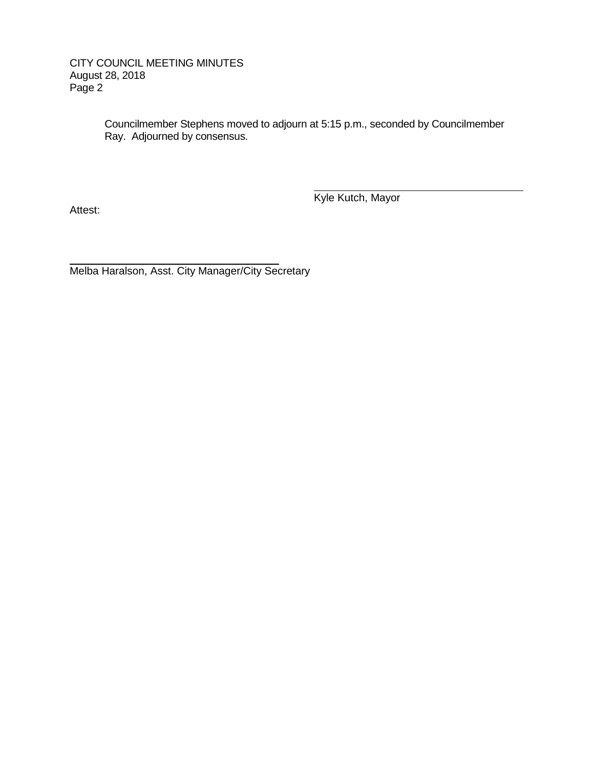Councilmember Stephens moved to adjourn at 5:15 p.m., seconded by Councilmember Ray. Adjourned by consensus.

\_\_\_\_\_\_\_\_\_\_\_\_\_\_\_\_\_\_\_\_\_\_\_\_\_\_\_\_\_\_\_\_\_\_\_\_

Kyle Kutch, Mayor

Attest:

\_\_\_\_\_\_\_\_\_\_\_\_\_\_\_\_\_\_\_\_\_\_\_\_\_\_\_\_\_\_\_\_\_\_\_\_

Melba Haralson, Asst. City Manager/City Secretary